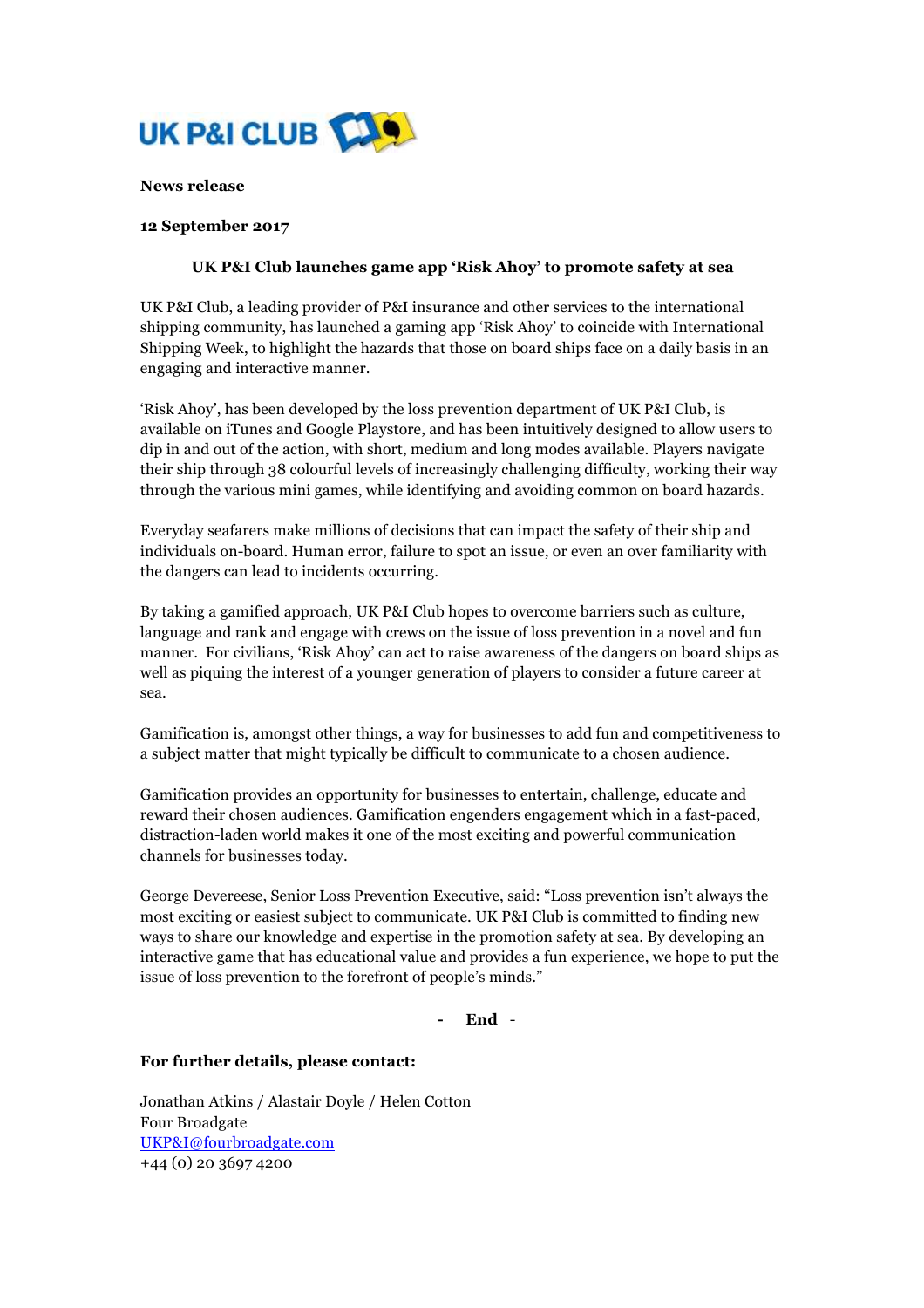UK P&I CLUB

**News release**

**12 September 2017**

**UK P&I Club launches game app 'Risk Ahoy' to promote safety at sea**

UK P&I Club, a leading provider of P&I insurance and other services to the international shipping community, has launched a gaming app 'Risk Ahoy' to coincide with International Shipping Week, to highlight the hazards that those on board ships face on a daily basis in an engaging and interactive manner.

'Risk Ahoy', has been developed by the loss prevention department of UK P&I Club, is available on iTunes and Google Playstore, and has been intuitively designed to allow users to dip in and out of the action, with short, medium and long modes available. Players navigate their ship through 38 colourful levels of increasingly challenging difficulty, working their way through the various mini games, while identifying and avoiding common on board hazards.

Everyday seafarers make millions of decisions that can impact the safety of their ship and individuals on-board. Human error, failure to spot an issue, or even an over familiarity with the dangers can lead to incidents occurring.

By taking a gamified approach, UK P&I Club hopes to overcome barriers such as culture, language and rank and engage with crews on the issue of loss prevention in a novel and fun manner. For civilians, 'Risk Ahoy' can act to raise awareness of the dangers on board ships as well as piquing the interest of a younger generation of players to consider a future career at sea.

Gamification is, amongst other things, a way for businesses to add fun and competitiveness to a subject matter that might typically be difficult to communicate to a chosen audience.

Gamification provides an opportunity for businesses to entertain, challenge, educate and reward their chosen audiences. Gamification engenders engagement which in a fast-paced, distraction-laden world makes it one of the most exciting and powerful communication channels for businesses today.

George Devereese, Senior Loss Prevention Executive, said: "Loss prevention isn't always the most exciting or easiest subject to communicate. UK P&I Club is committed to finding new ways to share our knowledge and expertise in the promotion safety at sea. By developing an interactive game that has educational value and provides a fun experience, we hope to put the issue of loss prevention to the forefront of people's minds."

**- End -**

**For further details, please contact:**

Jonathan Atkins / Alastair Doyle / Helen Cotton
Four Broadgate
UKP&I@fourbroadgate.com
+44 (0) 20 3697 4200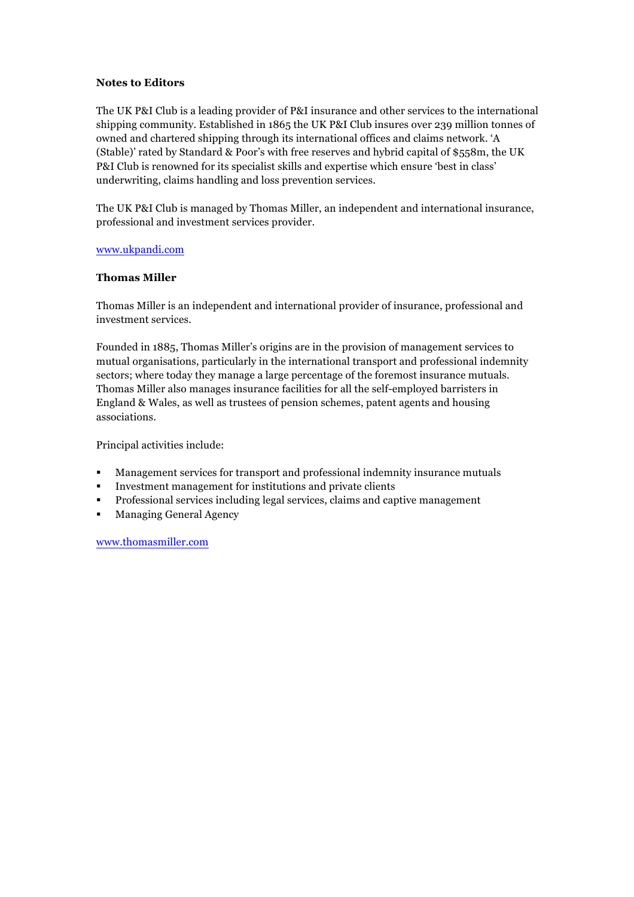**Notes to Editors**

The UK P&I Club is a leading provider of P&I insurance and other services to the international shipping community. Established in 1865 the UK P&I Club insures over 239 million tonnes of owned and chartered shipping through its international offices and claims network. 'A (Stable)' rated by Standard & Poor's with free reserves and hybrid capital of $558m, the UK P&I Club is renowned for its specialist skills and expertise which ensure 'best in class' underwriting, claims handling and loss prevention services.

The UK P&I Club is managed by Thomas Miller, an independent and international insurance, professional and investment services provider.

www.ukpandi.com

**Thomas Miller**

Thomas Miller is an independent and international provider of insurance, professional and investment services.

Founded in 1885, Thomas Miller's origins are in the provision of management services to mutual organisations, particularly in the international transport and professional indemnity sectors; where today they manage a large percentage of the foremost insurance mutuals. Thomas Miller also manages insurance facilities for all the self-employed barristers in England & Wales, as well as trustees of pension schemes, patent agents and housing associations.

Principal activities include:

- Management services for transport and professional indemnity insurance mutuals
- Investment management for institutions and private clients
- Professional services including legal services, claims and captive management
- Managing General Agency

www.thomasmiller.com